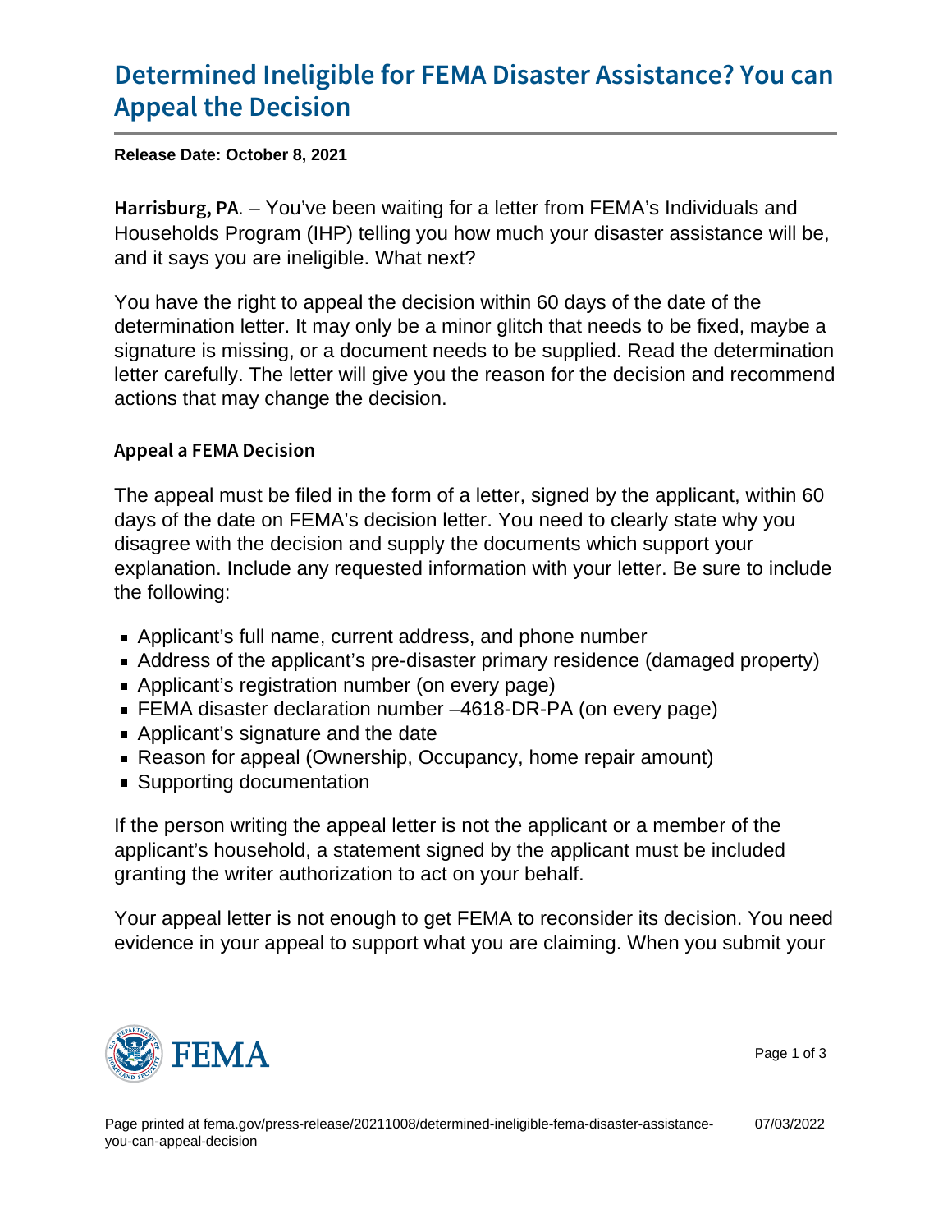# Determined Ineligible for FEMA Disaster Assistance? You can Appeal the Decision

**Release Date: October 8, 2021**

**Harrisburg, PA**. – You've been waiting for a letter from FEMA's Individuals and Households Program (IHP) telling you how much your disaster assistance will be, and it says you are ineligible. What next?

You have the right to appeal the decision within 60 days of the date of the determination letter. It may only be a minor glitch that needs to be fixed, maybe a signature is missing, or a document needs to be supplied. Read the determination letter carefully. The letter will give you the reason for the decision and recommend actions that may change the decision.

## Appeal a FEMA Decision

The appeal must be filed in the form of a letter, signed by the applicant, within 60 days of the date on FEMA's decision letter. You need to clearly state why you disagree with the decision and supply the documents which support your explanation. Include any requested information with your letter. Be sure to include the following:

- Applicant's full name, current address, and phone number
- Address of the applicant's pre-disaster primary residence (damaged property)
- Applicant's registration number (on every page)
- FEMA disaster declaration number –4618-DR-PA (on every page)
- Applicant's signature and the date
- Reason for appeal (Ownership, Occupancy, home repair amount)
- Supporting documentation

If the person writing the appeal letter is not the applicant or a member of the applicant's household, a statement signed by the applicant must be included granting the writer authorization to act on your behalf.

Your appeal letter is not enough to get FEMA to reconsider its decision. You need evidence in your appeal to support what you are claiming. When you submit your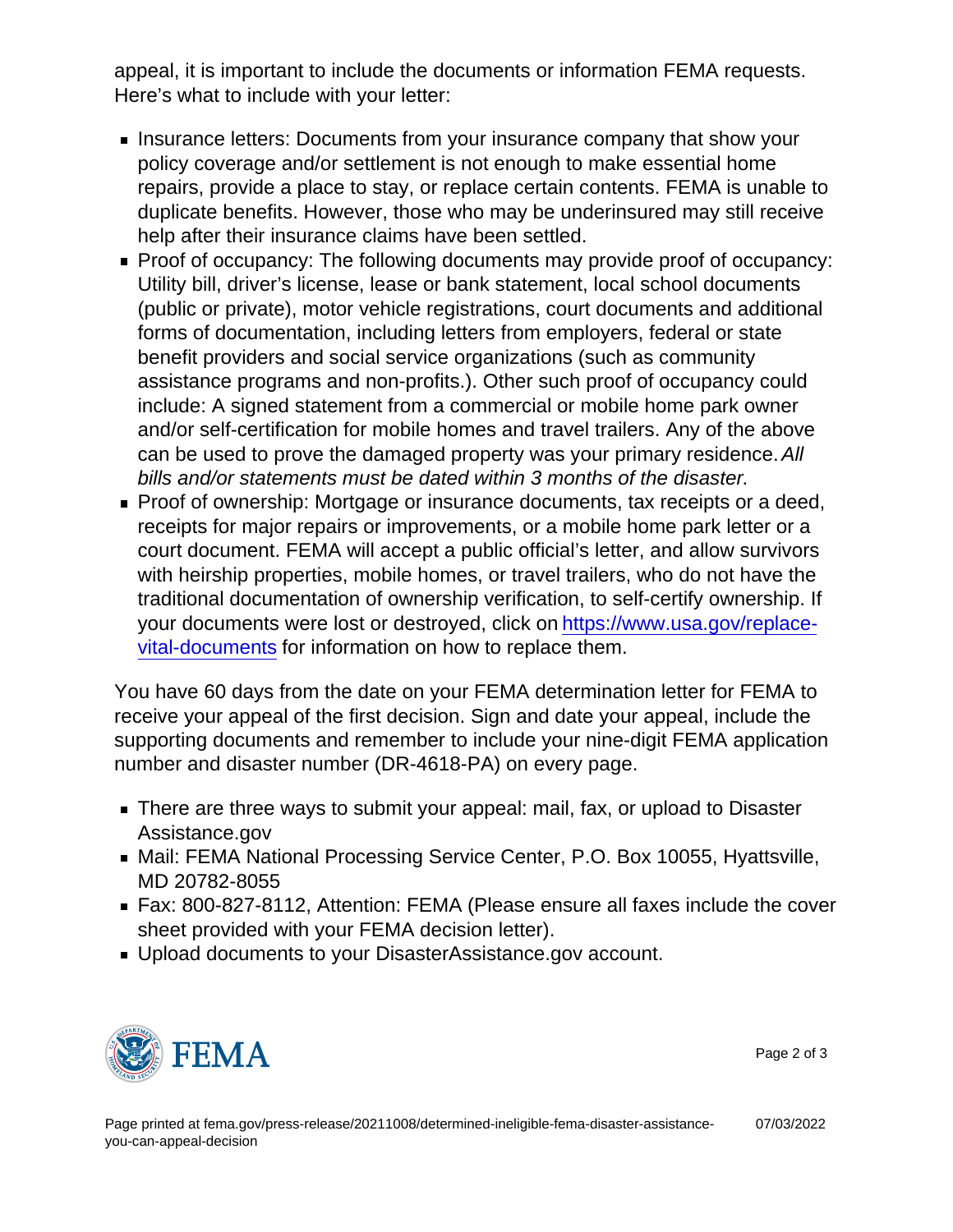appeal, it is important to include the documents or information FEMA requests. Here's what to include with your letter:

- Insurance letters: Documents from your insurance company that show your policy coverage and/or settlement is not enough to make essential home repairs, provide a place to stay, or replace certain contents. FEMA is unable to duplicate benefits. However, those who may be underinsured may still receive help after their insurance claims have been settled.
- Proof of occupancy: The following documents may provide proof of occupancy: Utility bill, driver's license, lease or bank statement, local school documents (public or private), motor vehicle registrations, court documents and additional forms of documentation, including letters from employers, federal or state benefit providers and social service organizations (such as community assistance programs and non-profits.). Other such proof of occupancy could include: A signed statement from a commercial or mobile home park owner and/or self-certification for mobile homes and travel trailers. Any of the above can be used to prove the damaged property was your primary residence. *All bills and/or statements must be dated within 3 months of the disaster.*
- Proof of ownership: Mortgage or insurance documents, tax receipts or a deed, receipts for major repairs or improvements, or a mobile home park letter or a court document. FEMA will accept a public official's letter, and allow survivors with heirship properties, mobile homes, or travel trailers, who do not have the traditional documentation of ownership verification, to self-certify ownership. If your documents were lost or destroyed, click on [https://www.usa.gov/replace-vital-documents](https://www.usa.gov/replace-vital-documents) for information on how to replace them.

You have 60 days from the date on your FEMA determination letter for FEMA to receive your appeal of the first decision. Sign and date your appeal, include the supporting documents and remember to include your nine-digit FEMA application number and disaster number (DR-4618-PA) on every page.

- There are three ways to submit your appeal: mail, fax, or upload to Disaster Assistance.gov
- Mail: FEMA National Processing Service Center, P.O. Box 10055, Hyattsville, MD 20782-8055
- Fax: 800-827-8112, Attention: FEMA (Please ensure all faxes include the cover sheet provided with your FEMA decision letter).
- Upload documents to your DisasterAssistance.gov account.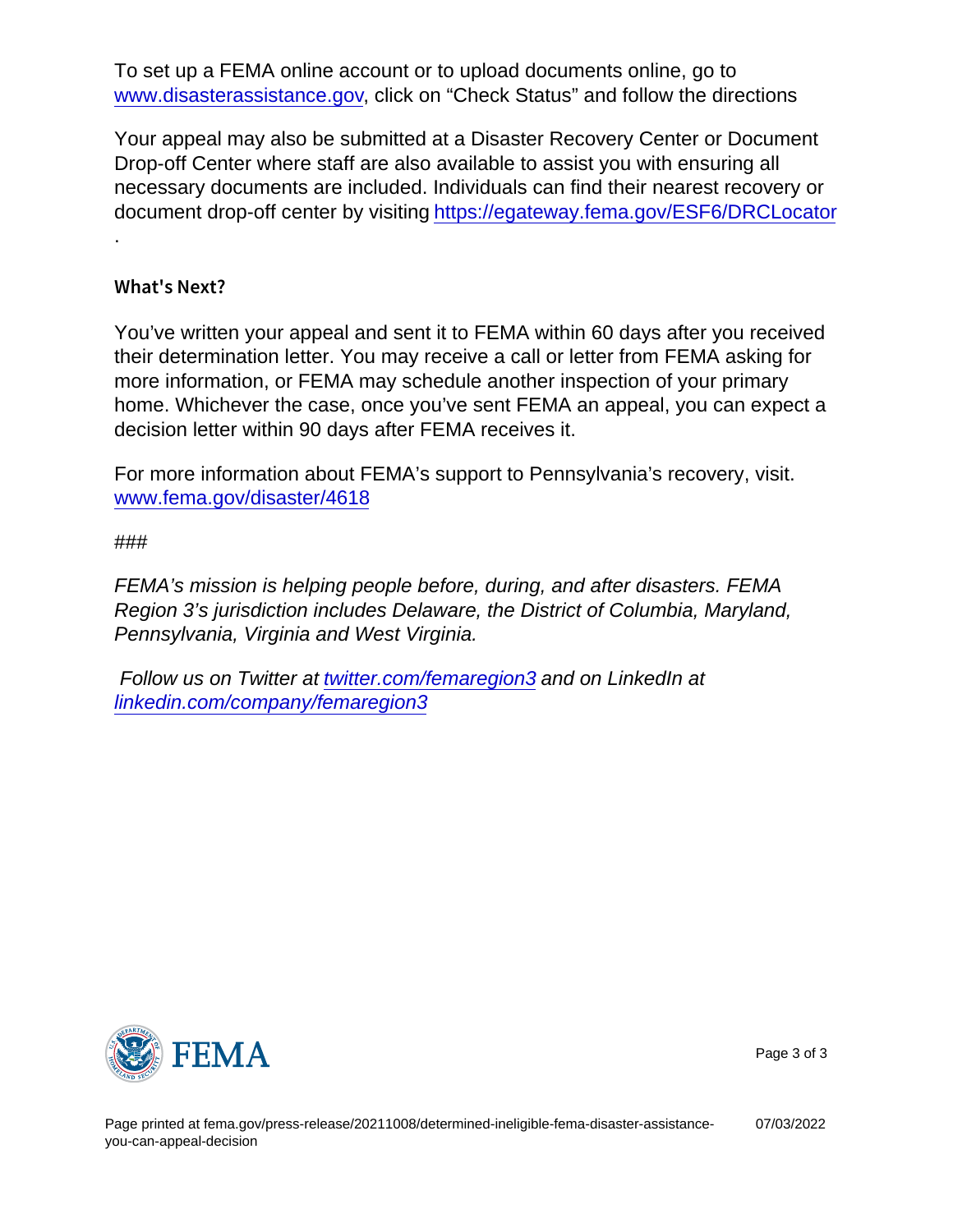To set up a FEMA online account or to upload documents online, go to www.disasterassistance.gov, click on “Check Status” and follow the directions

Your appeal may also be submitted at a Disaster Recovery Center or Document Drop-off Center where staff are also available to assist you with ensuring all necessary documents are included. Individuals can find their nearest recovery or document drop-off center by visiting https://egateway.fema.gov/ESF6/DRCLocator .

### What's Next?

You’ve written your appeal and sent it to FEMA within 60 days after you received their determination letter. You may receive a call or letter from FEMA asking for more information, or FEMA may schedule another inspection of your primary home. Whichever the case, once you’ve sent FEMA an appeal, you can expect a decision letter within 90 days after FEMA receives it.

For more information about FEMA’s support to Pennsylvania’s recovery, visit. www.fema.gov/disaster/4618

###

*FEMA’s mission is helping people before, during, and after disasters. FEMA Region 3’s jurisdiction includes Delaware, the District of Columbia, Maryland, Pennsylvania, Virginia and West Virginia.*

*Follow us on Twitter at twitter.com/femaregion3 and on LinkedIn at linkedin.com/company/femaregion3*